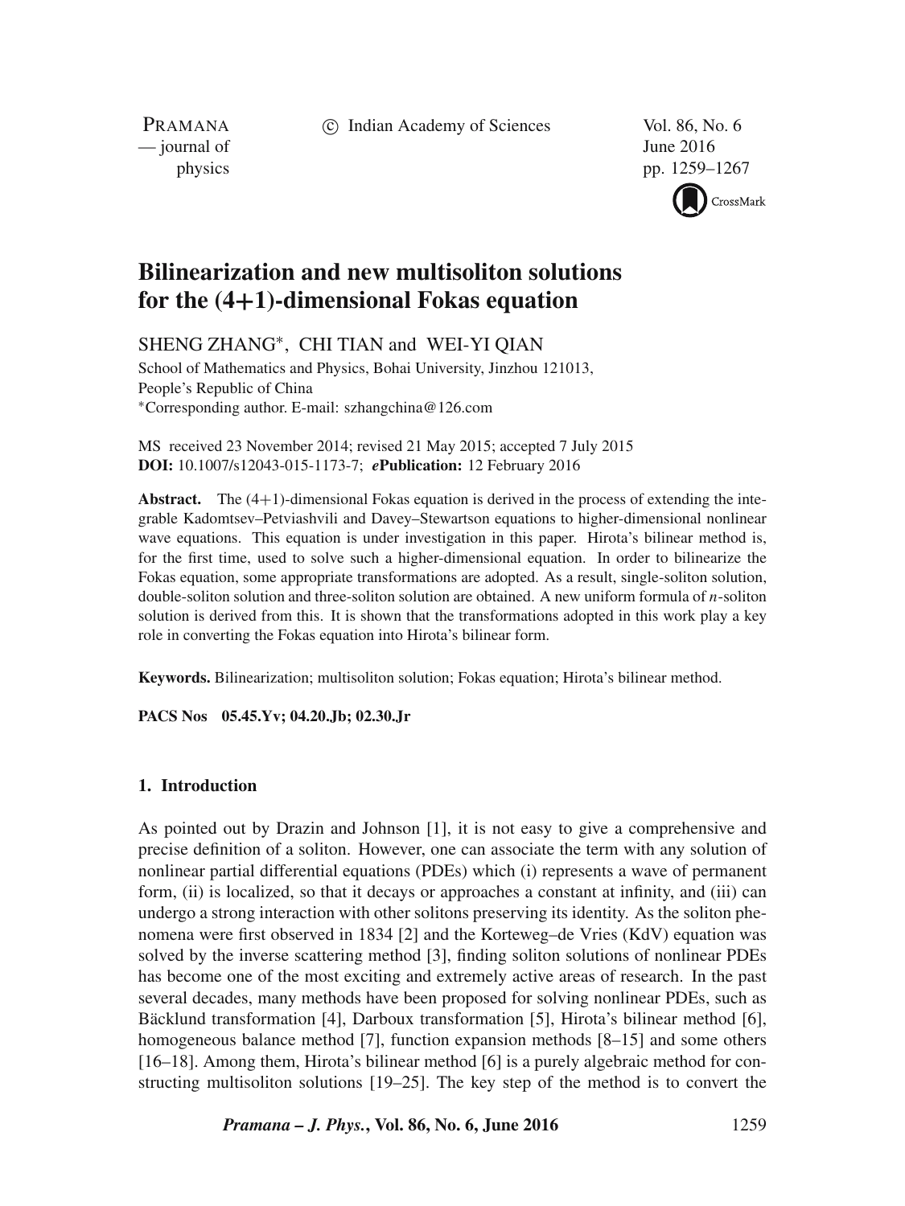# Bilinearization and new multisoliton solutions for the (4+1)-dimensional Fokas equation

SHENG ZHANG*, CHI TIAN and WEI-YI QIAN

School of Mathematics and Physics, Bohai University, Jinzhou 121013, People's Republic of China

*Corresponding author. E-mail: szhangchina@126.com

MS received 23 November 2014; revised 21 May 2015; accepted 7 July 2015

**DOI:** 10.1007/s12043-015-1173-7; ***e*Publication:** 12 February 2016

**Abstract.** The (4+1)-dimensional Fokas equation is derived in the process of extending the integrable Kadomtsev–Petviashvili and Davey–Stewartson equations to higher-dimensional nonlinear wave equations. This equation is under investigation in this paper. Hirota's bilinear method is, for the first time, used to solve such a higher-dimensional equation. In order to bilinearize the Fokas equation, some appropriate transformations are adopted. As a result, single-soliton solution, double-soliton solution and three-soliton solution are obtained. A new uniform formula of $n$-soliton solution is derived from this. It is shown that the transformations adopted in this work play a key role in converting the Fokas equation into Hirota's bilinear form.

**Keywords.** Bilinearization; multisoliton solution; Fokas equation; Hirota's bilinear method.

**PACS Nos** 05.45.Yv; 04.20.Jb; 02.30.Jr

## 1. Introduction

As pointed out by Drazin and Johnson [1], it is not easy to give a comprehensive and precise definition of a soliton. However, one can associate the term with any solution of nonlinear partial differential equations (PDEs) which (i) represents a wave of permanent form, (ii) is localized, so that it decays or approaches a constant at infinity, and (iii) can undergo a strong interaction with other solitons preserving its identity. As the soliton phenomena were first observed in 1834 [2] and the Korteweg–de Vries (KdV) equation was solved by the inverse scattering method [3], finding soliton solutions of nonlinear PDEs has become one of the most exciting and extremely active areas of research. In the past several decades, many methods have been proposed for solving nonlinear PDEs, such as Bäcklund transformation [4], Darboux transformation [5], Hirota's bilinear method [6], homogeneous balance method [7], function expansion methods [8–15] and some others [16–18]. Among them, Hirota's bilinear method [6] is a purely algebraic method for constructing multisoliton solutions [19–25]. The key step of the method is to convert the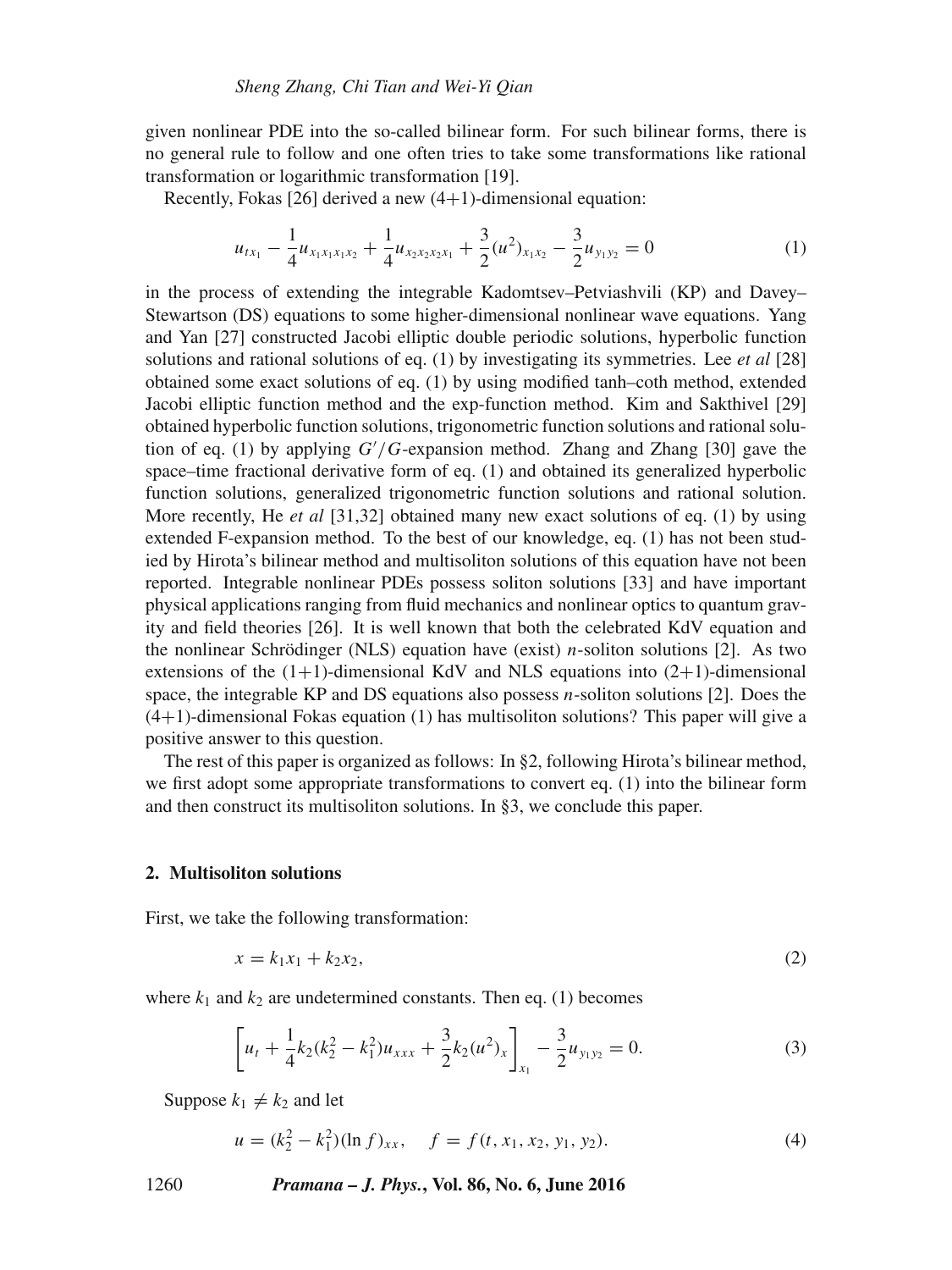given nonlinear PDE into the so-called bilinear form. For such bilinear forms, there is no general rule to follow and one often tries to take some transformations like rational transformation or logarithmic transformation [19].

Recently, Fokas [26] derived a new (4+1)-dimensional equation:

$$u_{tx_1} - \frac{1}{4}u_{x_1x_1x_1x_2} + \frac{1}{4}u_{x_2x_2x_2x_1} + \frac{3}{2}(u^2)_{x_1x_2} - \frac{3}{2}u_{y_1y_2} = 0 \tag{1}$$

in the process of extending the integrable Kadomtsev–Petviashvili (KP) and Davey–Stewartson (DS) equations to some higher-dimensional nonlinear wave equations. Yang and Yan [27] constructed Jacobi elliptic double periodic solutions, hyperbolic function solutions and rational solutions of eq. (1) by investigating its symmetries. Lee *et al* [28] obtained some exact solutions of eq. (1) by using modified tanh–coth method, extended Jacobi elliptic function method and the exp-function method. Kim and Sakthivel [29] obtained hyperbolic function solutions, trigonometric function solutions and rational solution of eq. (1) by applying $G'/G$-expansion method. Zhang and Zhang [30] gave the space–time fractional derivative form of eq. (1) and obtained its generalized hyperbolic function solutions, generalized trigonometric function solutions and rational solution. More recently, He *et al* [31,32] obtained many new exact solutions of eq. (1) by using extended F-expansion method. To the best of our knowledge, eq. (1) has not been studied by Hirota's bilinear method and multisoliton solutions of this equation have not been reported. Integrable nonlinear PDEs possess soliton solutions [33] and have important physical applications ranging from fluid mechanics and nonlinear optics to quantum gravity and field theories [26]. It is well known that both the celebrated KdV equation and the nonlinear Schrödinger (NLS) equation have (exist) $n$-soliton solutions [2]. As two extensions of the (1+1)-dimensional KdV and NLS equations into (2+1)-dimensional space, the integrable KP and DS equations also possess $n$-soliton solutions [2]. Does the (4+1)-dimensional Fokas equation (1) has multisoliton solutions? This paper will give a positive answer to this question.

The rest of this paper is organized as follows: In §2, following Hirota's bilinear method, we first adopt some appropriate transformations to convert eq. (1) into the bilinear form and then construct its multisoliton solutions. In §3, we conclude this paper.

## 2. Multisoliton solutions

First, we take the following transformation:

$$x = k_1x_1 + k_2x_2, \tag{2}$$

where $k_1$ and $k_2$ are undetermined constants. Then eq. (1) becomes

$$\left[u_t + \frac{1}{4}k_2(k_2^2 - k_1^2)u_{xxx} + \frac{3}{2}k_2(u^2)_x\right]_{x_1} - \frac{3}{2}u_{y_1y_2} = 0. \tag{3}$$

Suppose $k_1 \neq k_2$ and let

$$u = (k_2^2 - k_1^2)(\ln f)_{xx}, \quad f = f(t, x_1, x_2, y_1, y_2). \tag{4}$$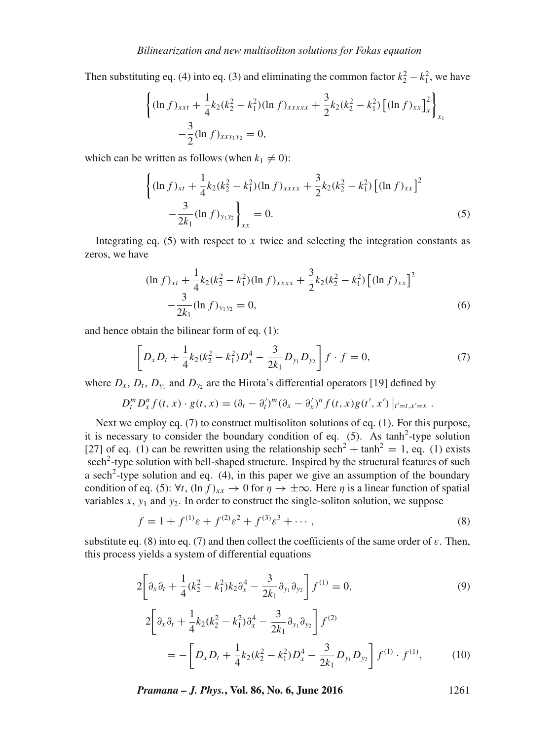Then substituting eq. (4) into eq. (3) and eliminating the common factor $k_2^2 - k_1^2$, we have

$$\left\{ (\ln f)_{xxt} + \frac{1}{4}k_2(k_2^2 - k_1^2)(\ln f)_{xxxxx} + \frac{3}{2}k_2(k_2^2 - k_1^2)\left[(\ln f)_{xx}\right]_x^2 \right\}_{x_1} - \frac{3}{2}(\ln f)_{xxy_1y_2} = 0,$$

which can be written as follows (when $k_1 \neq 0$):

$$\left\{ (\ln f)_{xt} + \frac{1}{4}k_2(k_2^2 - k_1^2)(\ln f)_{xxxx} + \frac{3}{2}k_2(k_2^2 - k_1^2)\left[(\ln f)_{xx}\right]^2 - \frac{3}{2k_1}(\ln f)_{y_1y_2} \right\}_{xx} = 0. \tag{5}$$

Integrating eq. (5) with respect to $x$ twice and selecting the integration constants as zeros, we have

$$(\ln f)_{xt} + \frac{1}{4}k_2(k_2^2 - k_1^2)(\ln f)_{xxxx} + \frac{3}{2}k_2(k_2^2 - k_1^2)\left[(\ln f)_{xx}\right]^2 - \frac{3}{2k_1}(\ln f)_{y_1y_2} = 0, \tag{6}$$

and hence obtain the bilinear form of eq. (1):

$$\left[ D_x D_t + \frac{1}{4}k_2(k_2^2 - k_1^2)D_x^4 - \frac{3}{2k_1}D_{y_1}D_{y_2} \right] f \cdot f = 0, \tag{7}$$

where $D_x$, $D_t$, $D_{y_1}$ and $D_{y_2}$ are the Hirota's differential operators [19] defined by

$$D_t^m D_x^n f(t,x) \cdot g(t,x) = (\partial_t - \partial_t')^m (\partial_x - \partial_x')^n f(t,x) g(t',x') \big|_{t'=t, x'=x} .$$

Next we employ eq. (7) to construct multisoliton solutions of eq. (1). For this purpose, it is necessary to consider the boundary condition of eq. (5). As $\tanh^2$-type solution [27] of eq. (1) can be rewritten using the relationship $\mathrm{sech}^2 + \tanh^2 = 1$, eq. (1) exists $\mathrm{sech}^2$-type solution with bell-shaped structure. Inspired by the structural features of such a $\mathrm{sech}^2$-type solution and eq. (4), in this paper we give an assumption of the boundary condition of eq. (5): $\forall t$, $(\ln f)_{xx} \to 0$ for $\eta \to \pm\infty$. Here $\eta$ is a linear function of spatial variables $x$, $y_1$ and $y_2$. In order to construct the single-soliton solution, we suppose

$$f = 1 + f^{(1)}\varepsilon + f^{(2)}\varepsilon^2 + f^{(3)}\varepsilon^3 + \cdots, \tag{8}$$

substitute eq. (8) into eq. (7) and then collect the coefficients of the same order of $\varepsilon$. Then, this process yields a system of differential equations

$$2\left[ \partial_x \partial_t + \frac{1}{4}(k_2^2 - k_1^2)k_2\partial_x^4 - \frac{3}{2k_1}\partial_{y_1}\partial_{y_2} \right] f^{(1)} = 0, \tag{9}$$

$$2\left[ \partial_x \partial_t + \frac{1}{4}k_2(k_2^2 - k_1^2)\partial_x^4 - \frac{3}{2k_1}\partial_{y_1}\partial_{y_2} \right] f^{(2)} = -\left[ D_x D_t + \frac{1}{4}k_2(k_2^2 - k_1^2)D_x^4 - \frac{3}{2k_1}D_{y_1}D_{y_2} \right] f^{(1)} \cdot f^{(1)}, \tag{10}$$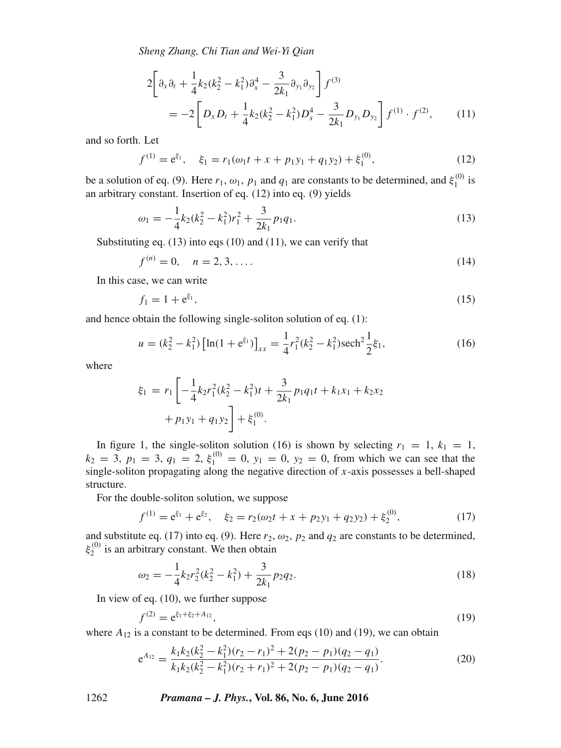$$
2\left[\partial_x\partial_t + \frac{1}{4}k_2(k_2^2 - k_1^2)\partial_x^4 - \frac{3}{2k_1}\partial_{y_1}\partial_{y_2}\right] f^{(3)}
$$

$$
= -2\left[D_x D_t + \frac{1}{4}k_2(k_2^2 - k_1^2)D_x^4 - \frac{3}{2k_1}D_{y_1}D_{y_2}\right] f^{(1)} \cdot f^{(2)}, \qquad (11)
$$

and so forth. Let

$$
f^{(1)} = \mathrm{e}^{\xi_1}, \quad \xi_1 = r_1(\omega_1 t + x + p_1 y_1 + q_1 y_2) + \xi_1^{(0)}, \qquad (12)
$$

be a solution of eq. (9). Here $r_1$, $\omega_1$, $p_1$ and $q_1$ are constants to be determined, and $\xi_1^{(0)}$ is an arbitrary constant. Insertion of eq. (12) into eq. (9) yields

$$
\omega_1 = -\frac{1}{4}k_2(k_2^2 - k_1^2)r_1^2 + \frac{3}{2k_1}p_1 q_1. \qquad (13)
$$

Substituting eq. (13) into eqs (10) and (11), we can verify that

$$
f^{(n)} = 0, \quad n = 2, 3, \ldots. \qquad (14)
$$

In this case, we can write

$$
f_1 = 1 + \mathrm{e}^{\xi_1}, \qquad (15)
$$

and hence obtain the following single-soliton solution of eq. (1):

$$
u = (k_2^2 - k_1^2)\left[\ln(1 + \mathrm{e}^{\xi_1})\right]_{xx} = \frac{1}{4}r_1^2(k_2^2 - k_1^2)\mathrm{sech}^2\frac{1}{2}\xi_1, \qquad (16)
$$

where

$$
\xi_1 = r_1\left[-\frac{1}{4}k_2 r_1^2(k_2^2 - k_1^2)t + \frac{3}{2k_1}p_1 q_1 t + k_1 x_1 + k_2 x_2 + p_1 y_1 + q_1 y_2\right] + \xi_1^{(0)}.
$$

In figure 1, the single-soliton solution (16) is shown by selecting $r_1 = 1$, $k_1 = 1$, $k_2 = 3$, $p_1 = 3$, $q_1 = 2$, $\xi_1^{(0)} = 0$, $y_1 = 0$, $y_2 = 0$, from which we can see that the single-soliton propagating along the negative direction of $x$-axis possesses a bell-shaped structure.

For the double-soliton solution, we suppose

$$
f^{(1)} = \mathrm{e}^{\xi_1} + \mathrm{e}^{\xi_2}, \quad \xi_2 = r_2(\omega_2 t + x + p_2 y_1 + q_2 y_2) + \xi_2^{(0)}, \qquad (17)
$$

and substitute eq. (17) into eq. (9). Here $r_2$, $\omega_2$, $p_2$ and $q_2$ are constants to be determined, $\xi_2^{(0)}$ is an arbitrary constant. We then obtain

$$
\omega_2 = -\frac{1}{4}k_2 r_2^2(k_2^2 - k_1^2) + \frac{3}{2k_1}p_2 q_2. \qquad (18)
$$

In view of eq. (10), we further suppose

$$
f^{(2)} = \mathrm{e}^{\xi_1 + \xi_2 + A_{12}}, \qquad (19)
$$

where $A_{12}$ is a constant to be determined. From eqs (10) and (19), we can obtain

$$
\mathrm{e}^{A_{12}} = \frac{k_1 k_2(k_2^2 - k_1^2)(r_2 - r_1)^2 + 2(p_2 - p_1)(q_2 - q_1)}{k_1 k_2(k_2^2 - k_1^2)(r_2 + r_1)^2 + 2(p_2 - p_1)(q_2 - q_1)}. \qquad (20)
$$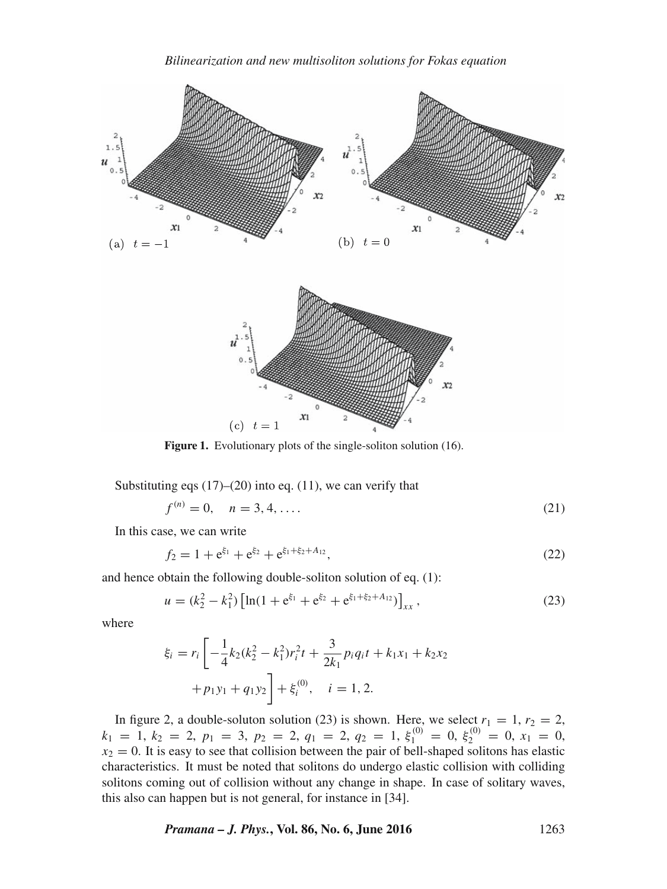**Figure 1.** Evolutionary plots of the single-soliton solution (16).

Substituting eqs (17)–(20) into eq. (11), we can verify that

$$f^{(n)} = 0, \quad n = 3, 4, \ldots. \tag{21}$$

In this case, we can write

$$f_2 = 1 + e^{\xi_1} + e^{\xi_2} + e^{\xi_1+\xi_2+A_{12}}, \tag{22}$$

and hence obtain the following double-soliton solution of eq. (1):

$$u = (k_2^2 - k_1^2)\left[\ln(1 + e^{\xi_1} + e^{\xi_2} + e^{\xi_1+\xi_2+A_{12}})\right]_{xx}, \tag{23}$$

where

$$\xi_i = r_i\left[-\frac{1}{4}k_2(k_2^2 - k_1^2)r_i^2 t + \frac{3}{2k_1}p_i q_i t + k_1 x_1 + k_2 x_2 + p_1 y_1 + q_1 y_2\right] + \xi_i^{(0)}, \quad i = 1, 2.$$

In figure 2, a double-soluton solution (23) is shown. Here, we select $r_1 = 1$, $r_2 = 2$, $k_1 = 1$, $k_2 = 2$, $p_1 = 3$, $p_2 = 2$, $q_1 = 2$, $q_2 = 1$, $\xi_1^{(0)} = 0$, $\xi_2^{(0)} = 0$, $x_1 = 0$, $x_2 = 0$. It is easy to see that collision between the pair of bell-shaped solitons has elastic characteristics. It must be noted that solitons do undergo elastic collision with colliding solitons coming out of collision without any change in shape. In case of solitary waves, this also can happen but is not general, for instance in [34].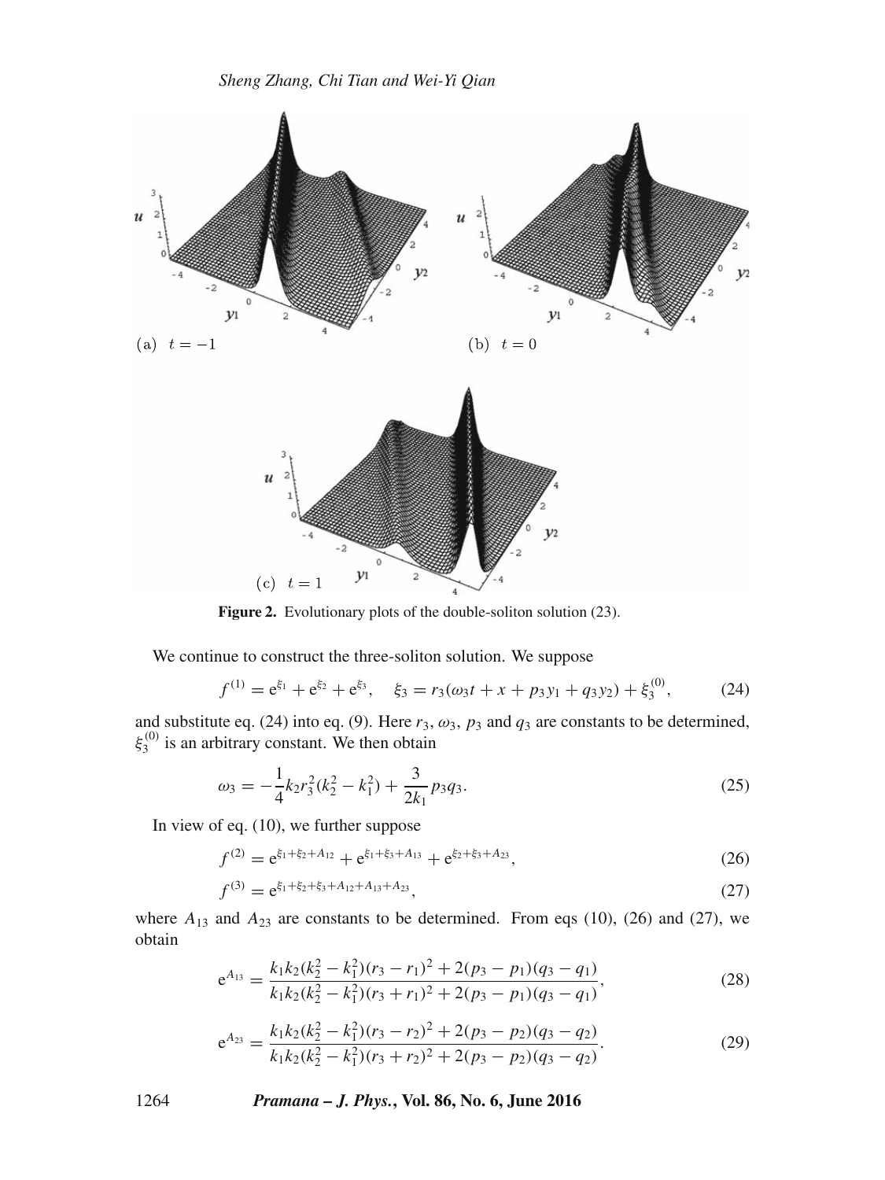**Figure 2.** Evolutionary plots of the double-soliton solution (23).

We continue to construct the three-soliton solution. We suppose

$$f^{(1)} = e^{\xi_1} + e^{\xi_2} + e^{\xi_3}, \quad \xi_3 = r_3(\omega_3 t + x + p_3 y_1 + q_3 y_2) + \xi_3^{(0)}, \tag{24}$$

and substitute eq. (24) into eq. (9). Here $r_3$, $\omega_3$, $p_3$ and $q_3$ are constants to be determined, $\xi_3^{(0)}$ is an arbitrary constant. We then obtain

$$\omega_3 = -\frac{1}{4} k_2 r_3^2 (k_2^2 - k_1^2) + \frac{3}{2k_1} p_3 q_3. \tag{25}$$

In view of eq. (10), we further suppose

$$f^{(2)} = e^{\xi_1 + \xi_2 + A_{12}} + e^{\xi_1 + \xi_3 + A_{13}} + e^{\xi_2 + \xi_3 + A_{23}}, \tag{26}$$

$$f^{(3)} = e^{\xi_1 + \xi_2 + \xi_3 + A_{12} + A_{13} + A_{23}}, \tag{27}$$

where $A_{13}$ and $A_{23}$ are constants to be determined. From eqs (10), (26) and (27), we obtain

$$e^{A_{13}} = \frac{k_1 k_2 (k_2^2 - k_1^2)(r_3 - r_1)^2 + 2(p_3 - p_1)(q_3 - q_1)}{k_1 k_2 (k_2^2 - k_1^2)(r_3 + r_1)^2 + 2(p_3 - p_1)(q_3 - q_1)}, \tag{28}$$

$$e^{A_{23}} = \frac{k_1 k_2 (k_2^2 - k_1^2)(r_3 - r_2)^2 + 2(p_3 - p_2)(q_3 - q_2)}{k_1 k_2 (k_2^2 - k_1^2)(r_3 + r_2)^2 + 2(p_3 - p_2)(q_3 - q_2)}. \tag{29}$$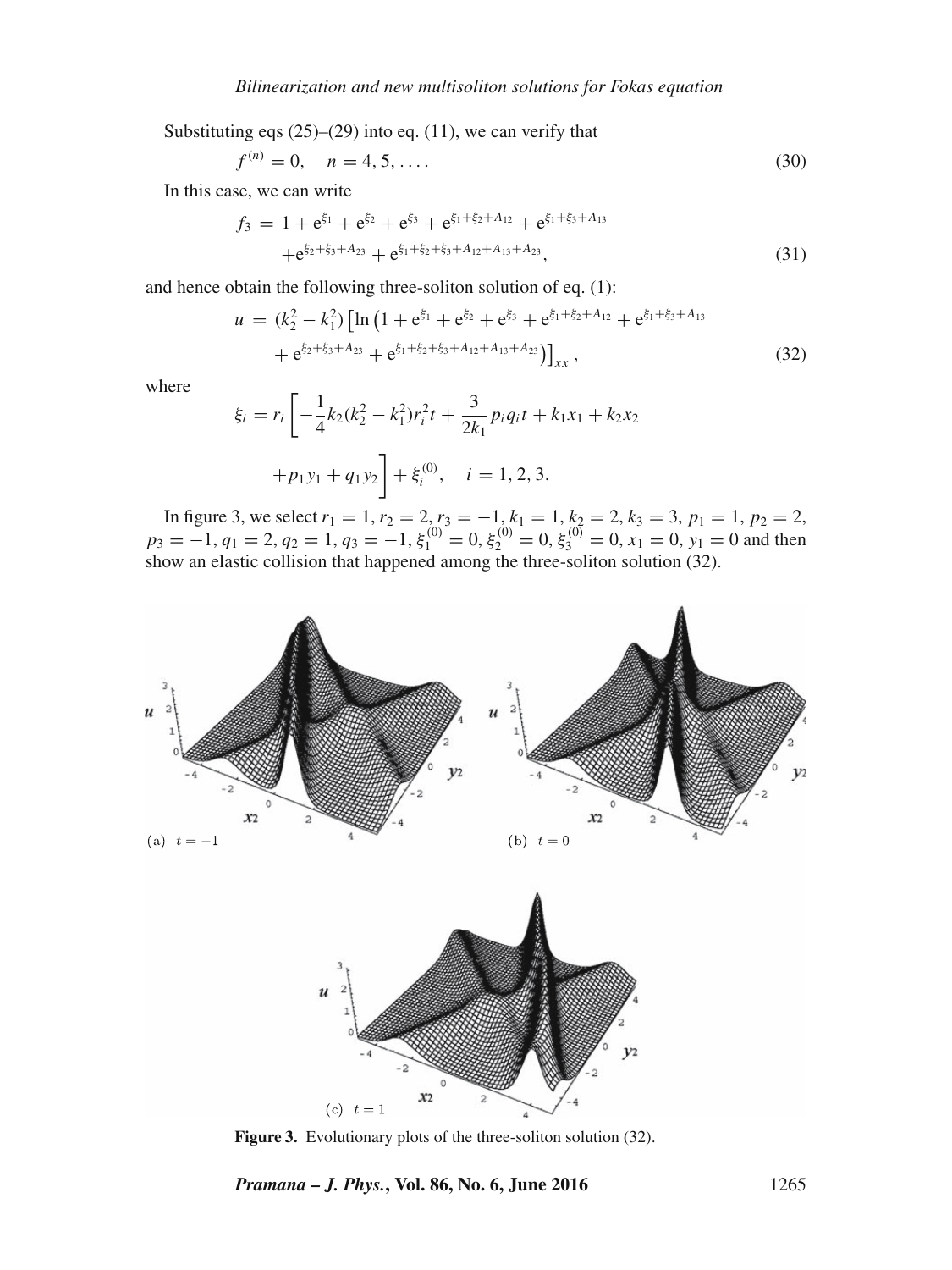Substituting eqs (25)–(29) into eq. (11), we can verify that

$$f^{(n)} = 0, \quad n = 4, 5, \ldots. \tag{30}$$

In this case, we can write

$$f_3 = 1 + e^{\xi_1} + e^{\xi_2} + e^{\xi_3} + e^{\xi_1+\xi_2+A_{12}} + e^{\xi_1+\xi_3+A_{13}} + e^{\xi_2+\xi_3+A_{23}} + e^{\xi_1+\xi_2+\xi_3+A_{12}+A_{13}+A_{23}}, \tag{31}$$

and hence obtain the following three-soliton solution of eq. (1):

$$u = (k_2^2 - k_1^2)\left[\ln\left(1 + e^{\xi_1} + e^{\xi_2} + e^{\xi_3} + e^{\xi_1+\xi_2+A_{12}} + e^{\xi_1+\xi_3+A_{13}} + e^{\xi_2+\xi_3+A_{23}} + e^{\xi_1+\xi_2+\xi_3+A_{12}+A_{13}+A_{23}}\right)\right]_{xx}, \tag{32}$$

where

$$\xi_i = r_i\left[-\frac{1}{4}k_2(k_2^2 - k_1^2)r_i^2 t + \frac{3}{2k_1}p_i q_i t + k_1 x_1 + k_2 x_2 + p_1 y_1 + q_1 y_2\right] + \xi_i^{(0)}, \quad i = 1, 2, 3.$$

In figure 3, we select $r_1 = 1$, $r_2 = 2$, $r_3 = -1$, $k_1 = 1$, $k_2 = 2$, $k_3 = 3$, $p_1 = 1$, $p_2 = 2$, $p_3 = -1$, $q_1 = 2$, $q_2 = 1$, $q_3 = -1$, $\xi_1^{(0)} = 0$, $\xi_2^{(0)} = 0$, $\xi_3^{(0)} = 0$, $x_1 = 0$, $y_1 = 0$ and then show an elastic collision that happened among the three-soliton solution (32).

(a) $t = -1$ (b) $t = 0$ (c) $t = 1$

**Figure 3.** Evolutionary plots of the three-soliton solution (32).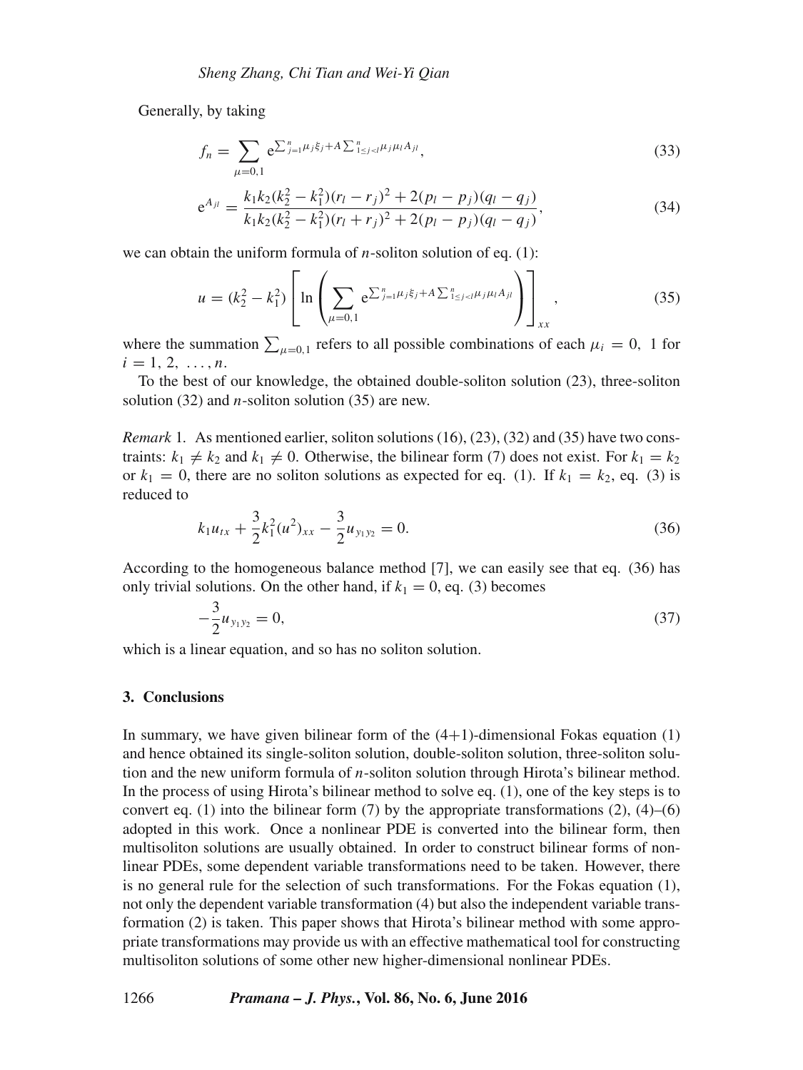Generally, by taking

$$f_n = \sum_{\mu=0,1} \mathrm{e}^{\sum_{j=1}^{n}\mu_j\xi_j + A\sum_{1\le j<l}^{n}\mu_j\mu_l A_{jl}}, \tag{33}$$

$$\mathrm{e}^{A_{jl}} = \frac{k_1k_2(k_2^2-k_1^2)(r_l-r_j)^2 + 2(p_l-p_j)(q_l-q_j)}{k_1k_2(k_2^2-k_1^2)(r_l+r_j)^2 + 2(p_l-p_j)(q_l-q_j)}, \tag{34}$$

we can obtain the uniform formula of $n$-soliton solution of eq. (1):

$$u = (k_2^2-k_1^2)\left[\ln\left(\sum_{\mu=0,1} \mathrm{e}^{\sum_{j=1}^{n}\mu_j\xi_j + A\sum_{1\le j<l}^{n}\mu_j\mu_l A_{jl}}\right)\right]_{xx}, \tag{35}$$

where the summation $\sum_{\mu=0,1}$ refers to all possible combinations of each $\mu_i = 0,\ 1$ for $i = 1, 2, \ldots, n$.

To the best of our knowledge, the obtained double-soliton solution (23), three-soliton solution (32) and $n$-soliton solution (35) are new.

*Remark* 1. As mentioned earlier, soliton solutions (16), (23), (32) and (35) have two constraints: $k_1 \neq k_2$ and $k_1 \neq 0$. Otherwise, the bilinear form (7) does not exist. For $k_1 = k_2$ or $k_1 = 0$, there are no soliton solutions as expected for eq. (1). If $k_1 = k_2$, eq. (3) is reduced to

$$k_1u_{tx} + \frac{3}{2}k_1^2(u^2)_{xx} - \frac{3}{2}u_{y_1y_2} = 0. \tag{36}$$

According to the homogeneous balance method [7], we can easily see that eq. (36) has only trivial solutions. On the other hand, if $k_1 = 0$, eq. (3) becomes

$$-\frac{3}{2}u_{y_1y_2} = 0, \tag{37}$$

which is a linear equation, and so has no soliton solution.

## 3. Conclusions

In summary, we have given bilinear form of the (4+1)-dimensional Fokas equation (1) and hence obtained its single-soliton solution, double-soliton solution, three-soliton solution and the new uniform formula of $n$-soliton solution through Hirota's bilinear method. In the process of using Hirota's bilinear method to solve eq. (1), one of the key steps is to convert eq. (1) into the bilinear form (7) by the appropriate transformations (2), (4)–(6) adopted in this work. Once a nonlinear PDE is converted into the bilinear form, then multisoliton solutions are usually obtained. In order to construct bilinear forms of nonlinear PDEs, some dependent variable transformations need to be taken. However, there is no general rule for the selection of such transformations. For the Fokas equation (1), not only the dependent variable transformation (4) but also the independent variable transformation (2) is taken. This paper shows that Hirota's bilinear method with some appropriate transformations may provide us with an effective mathematical tool for constructing multisoliton solutions of some other new higher-dimensional nonlinear PDEs.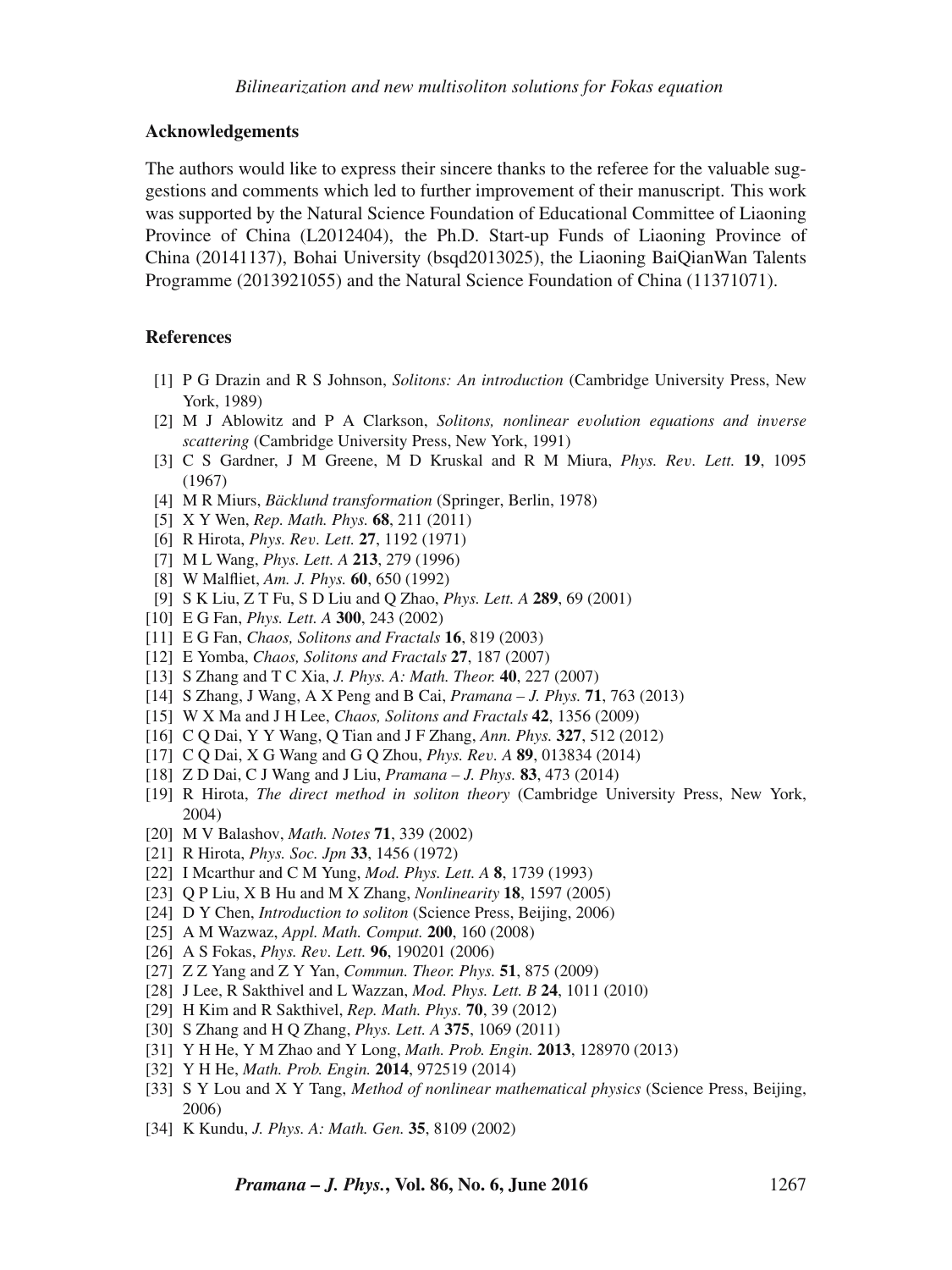## Acknowledgements

The authors would like to express their sincere thanks to the referee for the valuable suggestions and comments which led to further improvement of their manuscript. This work was supported by the Natural Science Foundation of Educational Committee of Liaoning Province of China (L2012404), the Ph.D. Start-up Funds of Liaoning Province of China (20141137), Bohai University (bsqd2013025), the Liaoning BaiQianWan Talents Programme (2013921055) and the Natural Science Foundation of China (11371071).

## References

[1] P G Drazin and R S Johnson, *Solitons: An introduction* (Cambridge University Press, New York, 1989)
[2] M J Ablowitz and P A Clarkson, *Solitons, nonlinear evolution equations and inverse scattering* (Cambridge University Press, New York, 1991)
[3] C S Gardner, J M Greene, M D Kruskal and R M Miura, *Phys. Rev. Lett.* **19**, 1095 (1967)
[4] M R Miurs, *Bäcklund transformation* (Springer, Berlin, 1978)
[5] X Y Wen, *Rep. Math. Phys.* **68**, 211 (2011)
[6] R Hirota, *Phys. Rev. Lett.* **27**, 1192 (1971)
[7] M L Wang, *Phys. Lett. A* **213**, 279 (1996)
[8] W Malfliet, *Am. J. Phys.* **60**, 650 (1992)
[9] S K Liu, Z T Fu, S D Liu and Q Zhao, *Phys. Lett. A* **289**, 69 (2001)
[10] E G Fan, *Phys. Lett. A* **300**, 243 (2002)
[11] E G Fan, *Chaos, Solitons and Fractals* **16**, 819 (2003)
[12] E Yomba, *Chaos, Solitons and Fractals* **27**, 187 (2007)
[13] S Zhang and T C Xia, *J. Phys. A: Math. Theor.* **40**, 227 (2007)
[14] S Zhang, J Wang, A X Peng and B Cai, *Pramana – J. Phys.* **71**, 763 (2013)
[15] W X Ma and J H Lee, *Chaos, Solitons and Fractals* **42**, 1356 (2009)
[16] C Q Dai, Y Y Wang, Q Tian and J F Zhang, *Ann. Phys.* **327**, 512 (2012)
[17] C Q Dai, X G Wang and G Q Zhou, *Phys. Rev. A* **89**, 013834 (2014)
[18] Z D Dai, C J Wang and J Liu, *Pramana – J. Phys.* **83**, 473 (2014)
[19] R Hirota, *The direct method in soliton theory* (Cambridge University Press, New York, 2004)
[20] M V Balashov, *Math. Notes* **71**, 339 (2002)
[21] R Hirota, *Phys. Soc. Jpn* **33**, 1456 (1972)
[22] I Mcarthur and C M Yung, *Mod. Phys. Lett. A* **8**, 1739 (1993)
[23] Q P Liu, X B Hu and M X Zhang, *Nonlinearity* **18**, 1597 (2005)
[24] D Y Chen, *Introduction to soliton* (Science Press, Beijing, 2006)
[25] A M Wazwaz, *Appl. Math. Comput.* **200**, 160 (2008)
[26] A S Fokas, *Phys. Rev. Lett.* **96**, 190201 (2006)
[27] Z Z Yang and Z Y Yan, *Commun. Theor. Phys.* **51**, 875 (2009)
[28] J Lee, R Sakthivel and L Wazzan, *Mod. Phys. Lett. B* **24**, 1011 (2010)
[29] H Kim and R Sakthivel, *Rep. Math. Phys.* **70**, 39 (2012)
[30] S Zhang and H Q Zhang, *Phys. Lett. A* **375**, 1069 (2011)
[31] Y H He, Y M Zhao and Y Long, *Math. Prob. Engin.* **2013**, 128970 (2013)
[32] Y H He, *Math. Prob. Engin.* **2014**, 972519 (2014)
[33] S Y Lou and X Y Tang, *Method of nonlinear mathematical physics* (Science Press, Beijing, 2006)
[34] K Kundu, *J. Phys. A: Math. Gen.* **35**, 8109 (2002)